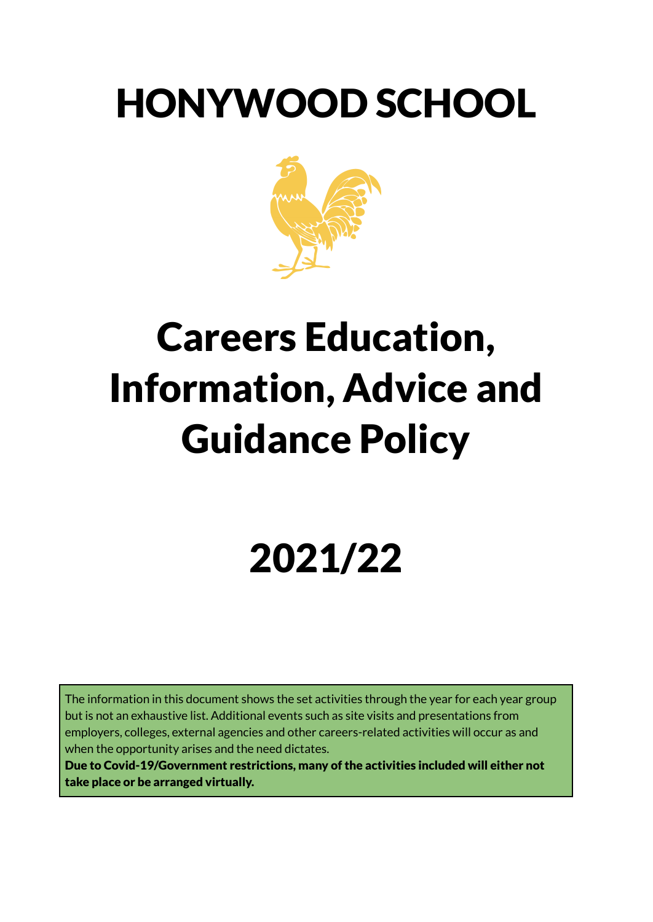# HONYWOOD SCHOOL

# Careers Education, Information, Advice and Guidance Policy

# 2021/22

The information in this document shows the set activities through the year for each year group but is not an exhaustive list. Additional events such as site visits and presentations from employers, colleges, external agencies and other careers-related activities will occur as and when the opportunity arises and the need dictates.
**Due to Covid-19/Government restrictions, many of the activities included will either not take place or be arranged virtually.**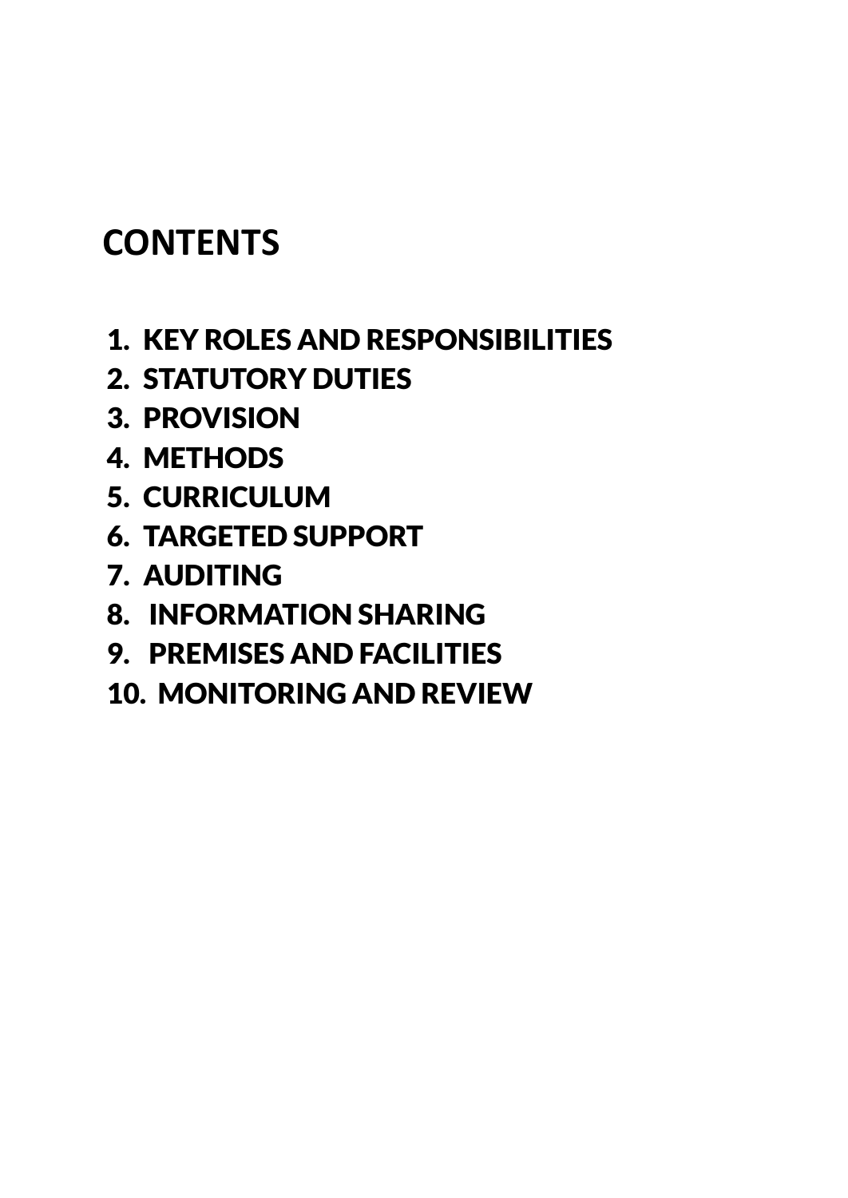# CONTENTS

1. KEY ROLES AND RESPONSIBILITIES
2. STATUTORY DUTIES
3. PROVISION
4. METHODS
5. CURRICULUM
6. TARGETED SUPPORT
7. AUDITING
8. INFORMATION SHARING
9. PREMISES AND FACILITIES
10. MONITORING AND REVIEW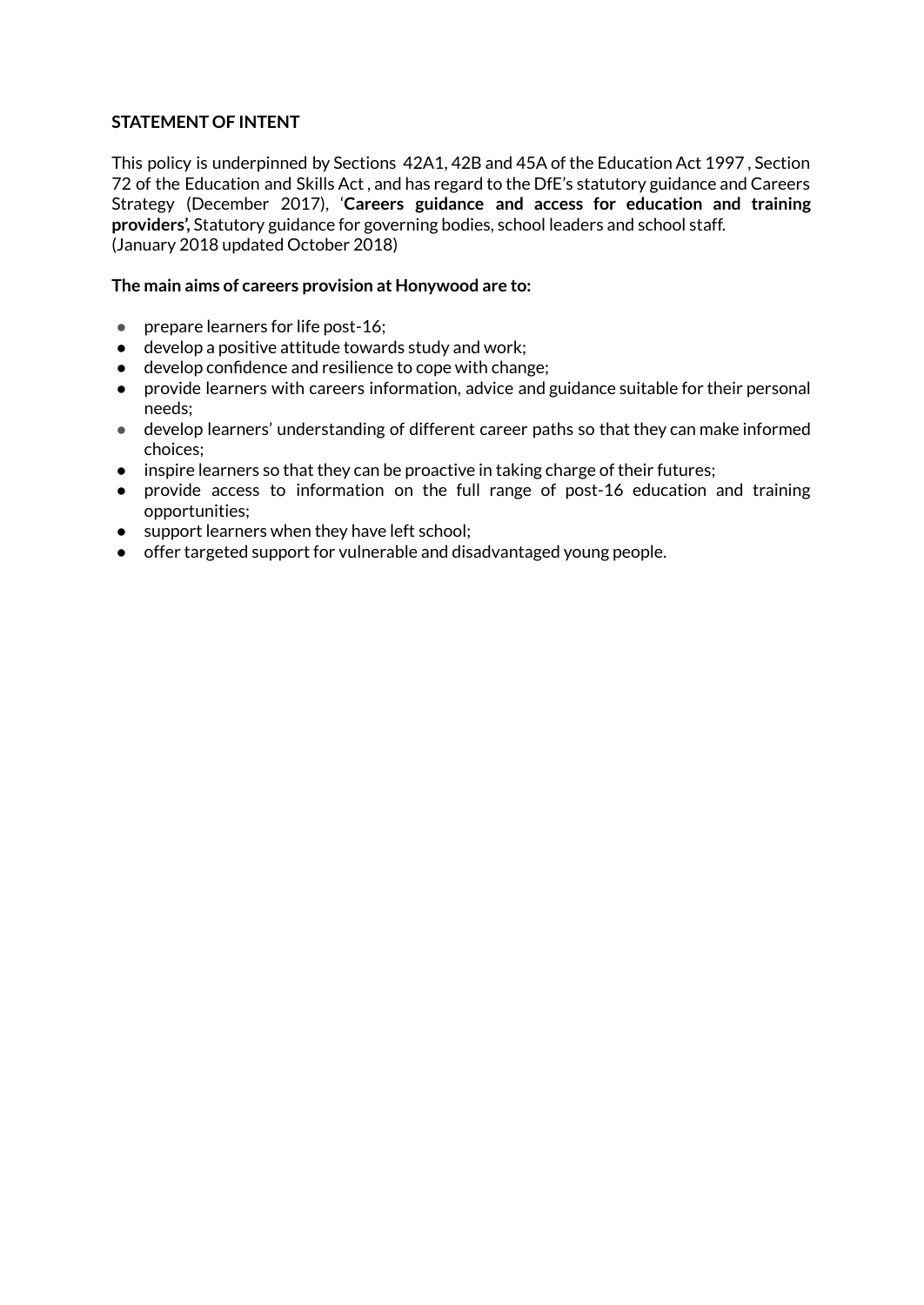**STATEMENT OF INTENT**

This policy is underpinned by Sections 42A1, 42B and 45A of the Education Act 1997 , Section 72 of the Education and Skills Act , and has regard to the DfE's statutory guidance and Careers Strategy (December 2017), '**Careers guidance and access for education and training providers',** Statutory guidance for governing bodies, school leaders and school staff. (January 2018 updated October 2018)

**The main aims of careers provision at Honywood are to:**

- prepare learners for life post-16;
- develop a positive attitude towards study and work;
- develop confidence and resilience to cope with change;
- provide learners with careers information, advice and guidance suitable for their personal needs;
- develop learners' understanding of different career paths so that they can make informed choices;
- inspire learners so that they can be proactive in taking charge of their futures;
- provide access to information on the full range of post-16 education and training opportunities;
- support learners when they have left school;
- offer targeted support for vulnerable and disadvantaged young people.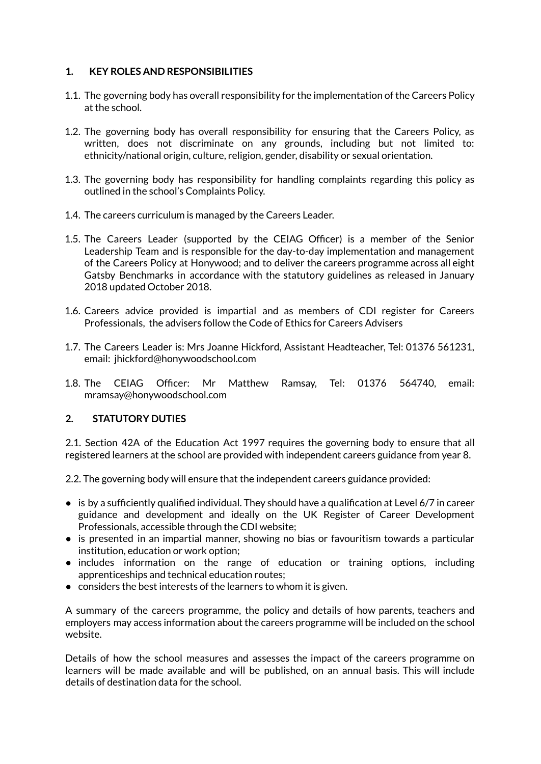## 1. KEY ROLES AND RESPONSIBILITIES

1.1. The governing body has overall responsibility for the implementation of the Careers Policy at the school.

1.2. The governing body has overall responsibility for ensuring that the Careers Policy, as written, does not discriminate on any grounds, including but not limited to: ethnicity/national origin, culture, religion, gender, disability or sexual orientation.

1.3. The governing body has responsibility for handling complaints regarding this policy as outlined in the school's Complaints Policy.

1.4. The careers curriculum is managed by the Careers Leader.

1.5. The Careers Leader (supported by the CEIAG Officer) is a member of the Senior Leadership Team and is responsible for the day-to-day implementation and management of the Careers Policy at Honywood; and to deliver the careers programme across all eight Gatsby Benchmarks in accordance with the statutory guidelines as released in January 2018 updated October 2018.

1.6. Careers advice provided is impartial and as members of CDI register for Careers Professionals, the advisers follow the Code of Ethics for Careers Advisers

1.7. The Careers Leader is: Mrs Joanne Hickford, Assistant Headteacher, Tel: 01376 561231, email: jhickford@honywoodschool.com

1.8. The CEIAG Officer: Mr Matthew Ramsay, Tel: 01376 564740, email: mramsay@honywoodschool.com

## 2. STATUTORY DUTIES

2.1. Section 42A of the Education Act 1997 requires the governing body to ensure that all registered learners at the school are provided with independent careers guidance from year 8.

2.2. The governing body will ensure that the independent careers guidance provided:

- is by a sufficiently qualified individual. They should have a qualification at Level 6/7 in career guidance and development and ideally on the UK Register of Career Development Professionals, accessible through the CDI website;
- is presented in an impartial manner, showing no bias or favouritism towards a particular institution, education or work option;
- includes information on the range of education or training options, including apprenticeships and technical education routes;
- considers the best interests of the learners to whom it is given.

A summary of the careers programme, the policy and details of how parents, teachers and employers may access information about the careers programme will be included on the school website.

Details of how the school measures and assesses the impact of the careers programme on learners will be made available and will be published, on an annual basis. This will include details of destination data for the school.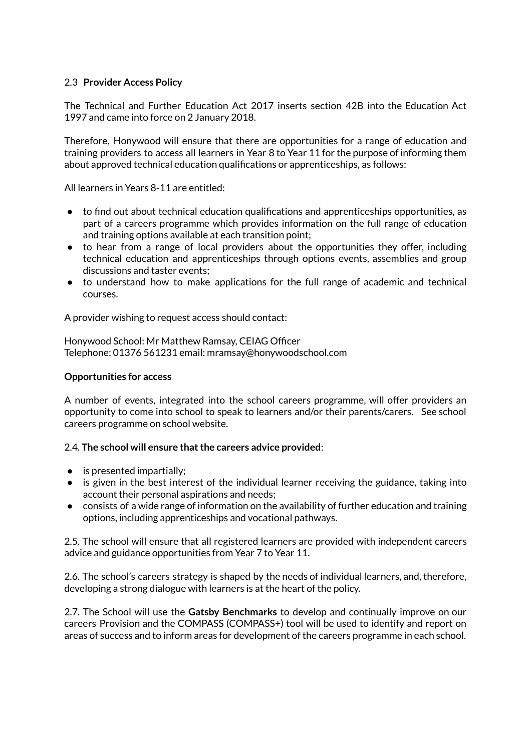### 2.3 **Provider Access Policy**

The Technical and Further Education Act 2017 inserts section 42B into the Education Act 1997 and came into force on 2 January 2018.

Therefore, Honywood will ensure that there are opportunities for a range of education and training providers to access all learners in Year 8 to Year 11 for the purpose of informing them about approved technical education qualifications or apprenticeships, as follows:

All learners in Years 8-11 are entitled:

- to find out about technical education qualifications and apprenticeships opportunities, as part of a careers programme which provides information on the full range of education and training options available at each transition point;
- to hear from a range of local providers about the opportunities they offer, including technical education and apprenticeships through options events, assemblies and group discussions and taster events;
- to understand how to make applications for the full range of academic and technical courses.

A provider wishing to request access should contact:

Honywood School: Mr Matthew Ramsay, CEIAG Officer
Telephone: 01376 561231 email: mramsay@honywoodschool.com

**Opportunities for access**

A number of events, integrated into the school careers programme, will offer providers an opportunity to come into school to speak to learners and/or their parents/carers. See school careers programme on school website.

2.4. **The school will ensure that the careers advice provided**:

- is presented impartially;
- is given in the best interest of the individual learner receiving the guidance, taking into account their personal aspirations and needs;
- consists of a wide range of information on the availability of further education and training options, including apprenticeships and vocational pathways.

2.5. The school will ensure that all registered learners are provided with independent careers advice and guidance opportunities from Year 7 to Year 11.

2.6. The school's careers strategy is shaped by the needs of individual learners, and, therefore, developing a strong dialogue with learners is at the heart of the policy.

2.7. The School will use the **Gatsby Benchmarks** to develop and continually improve on our careers Provision and the COMPASS (COMPASS+) tool will be used to identify and report on areas of success and to inform areas for development of the careers programme in each school.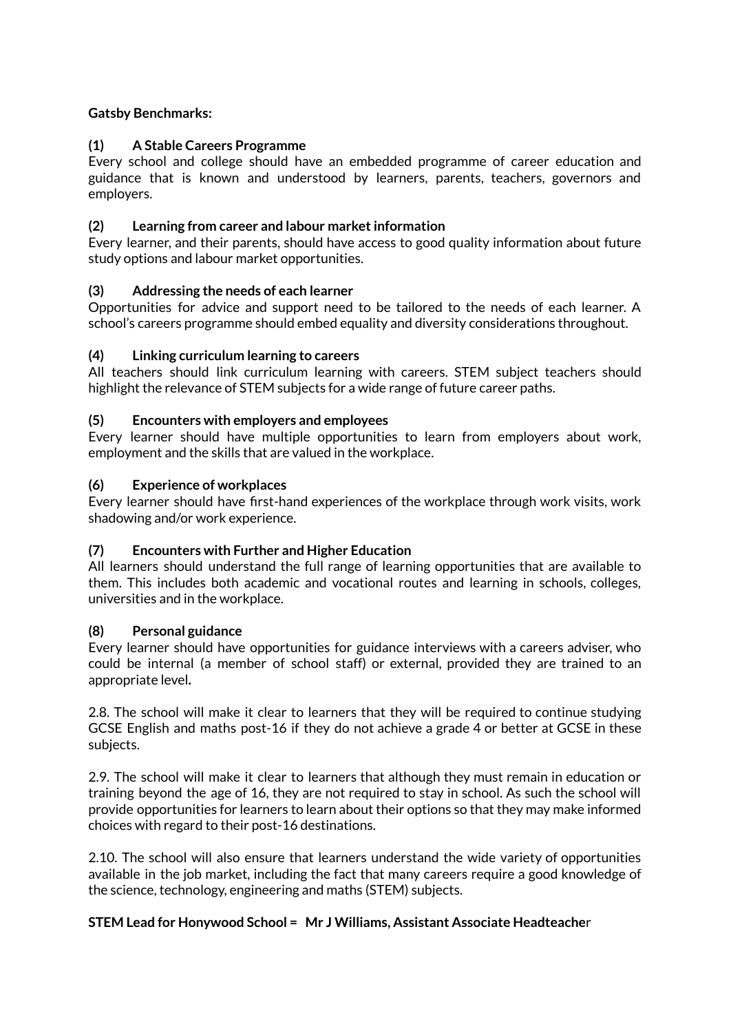**Gatsby Benchmarks:**

**(1) A Stable Careers Programme**

Every school and college should have an embedded programme of career education and guidance that is known and understood by learners, parents, teachers, governors and employers.

**(2) Learning from career and labour market information**

Every learner, and their parents, should have access to good quality information about future study options and labour market opportunities.

**(3) Addressing the needs of each learner**

Opportunities for advice and support need to be tailored to the needs of each learner. A school's careers programme should embed equality and diversity considerations throughout.

**(4) Linking curriculum learning to careers**

All teachers should link curriculum learning with careers. STEM subject teachers should highlight the relevance of STEM subjects for a wide range of future career paths.

**(5) Encounters with employers and employees**

Every learner should have multiple opportunities to learn from employers about work, employment and the skills that are valued in the workplace.

**(6) Experience of workplaces**

Every learner should have first-hand experiences of the workplace through work visits, work shadowing and/or work experience.

**(7) Encounters with Further and Higher Education**

All learners should understand the full range of learning opportunities that are available to them. This includes both academic and vocational routes and learning in schools, colleges, universities and in the workplace.

**(8) Personal guidance**

Every learner should have opportunities for guidance interviews with a careers adviser, who could be internal (a member of school staff) or external, provided they are trained to an appropriate level**.**

2.8. The school will make it clear to learners that they will be required to continue studying GCSE English and maths post-16 if they do not achieve a grade 4 or better at GCSE in these subjects.

2.9. The school will make it clear to learners that although they must remain in education or training beyond the age of 16, they are not required to stay in school. As such the school will provide opportunities for learners to learn about their options so that they may make informed choices with regard to their post-16 destinations.

2.10. The school will also ensure that learners understand the wide variety of opportunities available in the job market, including the fact that many careers require a good knowledge of the science, technology, engineering and maths (STEM) subjects.

**STEM Lead for Honywood School = Mr J Williams, Assistant Associate Headteacher**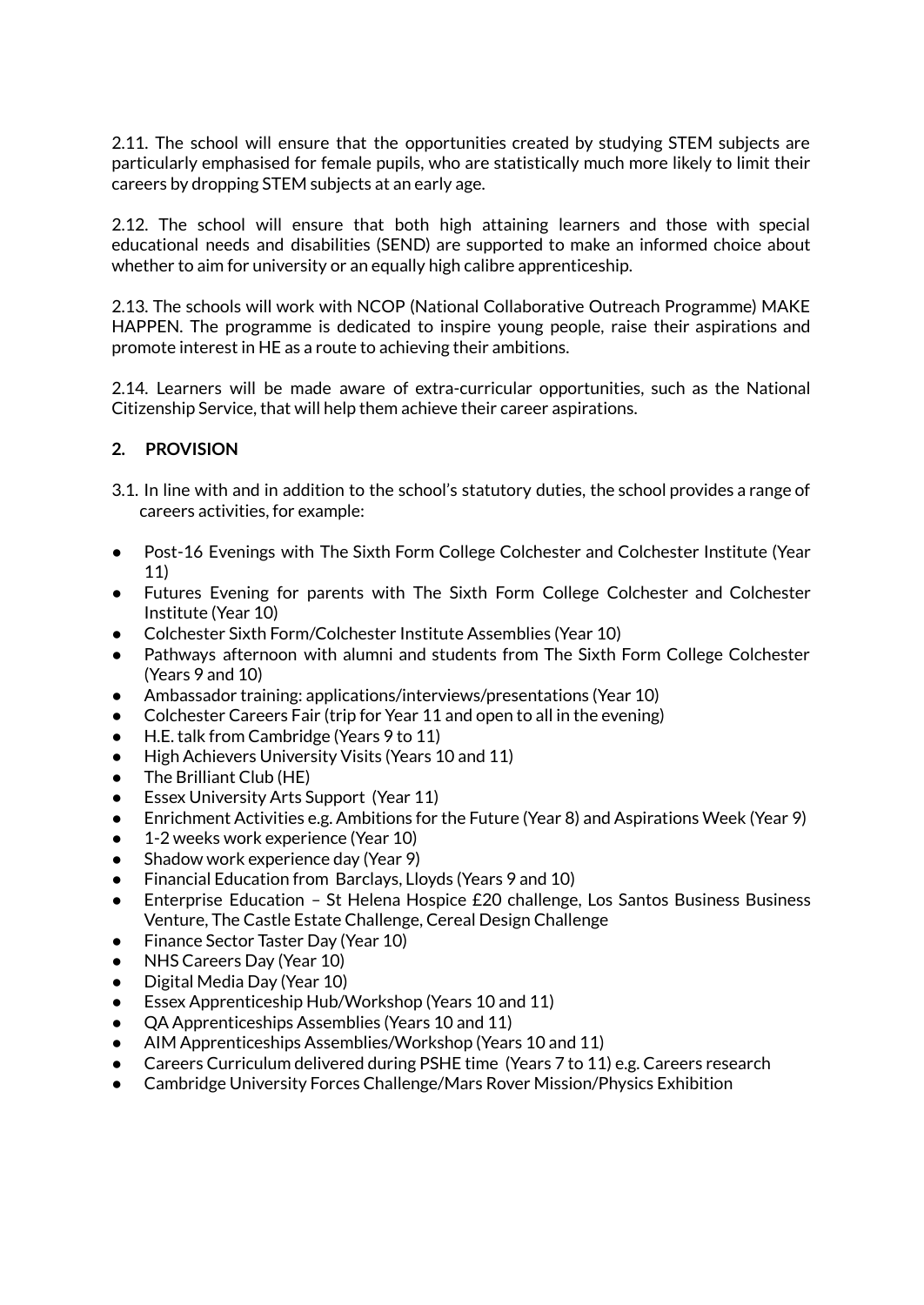2.11. The school will ensure that the opportunities created by studying STEM subjects are particularly emphasised for female pupils, who are statistically much more likely to limit their careers by dropping STEM subjects at an early age.

2.12. The school will ensure that both high attaining learners and those with special educational needs and disabilities (SEND) are supported to make an informed choice about whether to aim for university or an equally high calibre apprenticeship.

2.13. The schools will work with NCOP (National Collaborative Outreach Programme) MAKE HAPPEN. The programme is dedicated to inspire young people, raise their aspirations and promote interest in HE as a route to achieving their ambitions.

2.14. Learners will be made aware of extra-curricular opportunities, such as the National Citizenship Service, that will help them achieve their career aspirations.

## 2. PROVISION

3.1. In line with and in addition to the school's statutory duties, the school provides a range of careers activities, for example:

- Post-16 Evenings with The Sixth Form College Colchester and Colchester Institute (Year 11)
- Futures Evening for parents with The Sixth Form College Colchester and Colchester Institute (Year 10)
- Colchester Sixth Form/Colchester Institute Assemblies (Year 10)
- Pathways afternoon with alumni and students from The Sixth Form College Colchester (Years 9 and 10)
- Ambassador training: applications/interviews/presentations (Year 10)
- Colchester Careers Fair (trip for Year 11 and open to all in the evening)
- H.E. talk from Cambridge (Years 9 to 11)
- High Achievers University Visits (Years 10 and 11)
- The Brilliant Club (HE)
- Essex University Arts Support (Year 11)
- Enrichment Activities e.g. Ambitions for the Future (Year 8) and Aspirations Week (Year 9)
- 1-2 weeks work experience (Year 10)
- Shadow work experience day (Year 9)
- Financial Education from Barclays, Lloyds (Years 9 and 10)
- Enterprise Education – St Helena Hospice £20 challenge, Los Santos Business Business Venture, The Castle Estate Challenge, Cereal Design Challenge
- Finance Sector Taster Day (Year 10)
- NHS Careers Day (Year 10)
- Digital Media Day (Year 10)
- Essex Apprenticeship Hub/Workshop (Years 10 and 11)
- QA Apprenticeships Assemblies (Years 10 and 11)
- AIM Apprenticeships Assemblies/Workshop (Years 10 and 11)
- Careers Curriculum delivered during PSHE time (Years 7 to 11) e.g. Careers research
- Cambridge University Forces Challenge/Mars Rover Mission/Physics Exhibition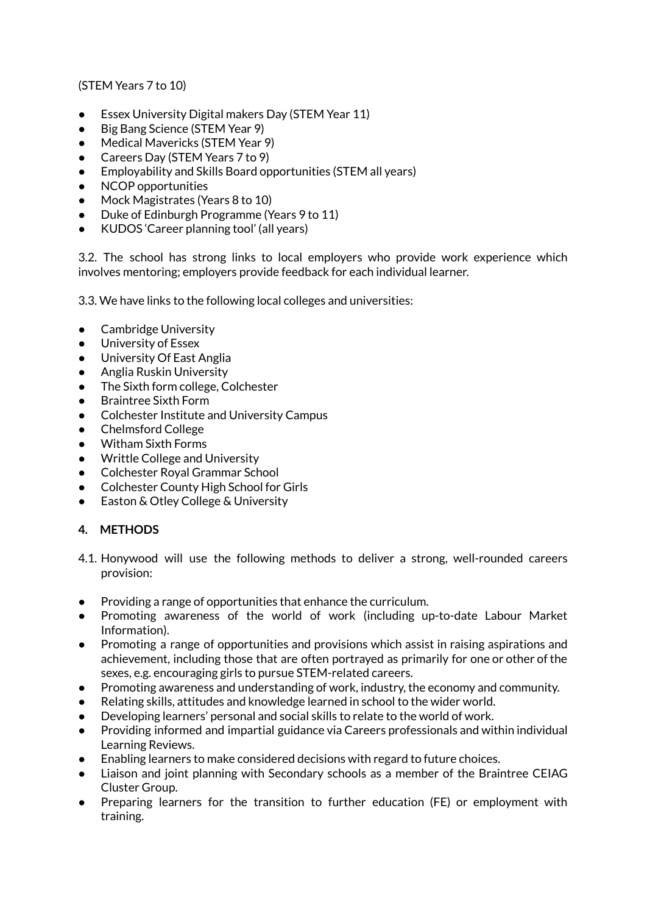(STEM Years 7 to 10)

- Essex University Digital makers Day (STEM Year 11)
- Big Bang Science (STEM Year 9)
- Medical Mavericks (STEM Year 9)
- Careers Day (STEM Years 7 to 9)
- Employability and Skills Board opportunities (STEM all years)
- NCOP opportunities
- Mock Magistrates (Years 8 to 10)
- Duke of Edinburgh Programme (Years 9 to 11)
- KUDOS 'Career planning tool' (all years)

3.2. The school has strong links to local employers who provide work experience which involves mentoring; employers provide feedback for each individual learner.

3.3. We have links to the following local colleges and universities:

- Cambridge University
- University of Essex
- University Of East Anglia
- Anglia Ruskin University
- The Sixth form college, Colchester
- Braintree Sixth Form
- Colchester Institute and University Campus
- Chelmsford College
- Witham Sixth Forms
- Writtle College and University
- Colchester Royal Grammar School
- Colchester County High School for Girls
- Easton & Otley College & University

## 4. METHODS

4.1. Honywood will use the following methods to deliver a strong, well-rounded careers provision:

- Providing a range of opportunities that enhance the curriculum.
- Promoting awareness of the world of work (including up-to-date Labour Market Information).
- Promoting a range of opportunities and provisions which assist in raising aspirations and achievement, including those that are often portrayed as primarily for one or other of the sexes, e.g. encouraging girls to pursue STEM-related careers.
- Promoting awareness and understanding of work, industry, the economy and community.
- Relating skills, attitudes and knowledge learned in school to the wider world.
- Developing learners' personal and social skills to relate to the world of work.
- Providing informed and impartial guidance via Careers professionals and within individual Learning Reviews.
- Enabling learners to make considered decisions with regard to future choices.
- Liaison and joint planning with Secondary schools as a member of the Braintree CEIAG Cluster Group.
- Preparing learners for the transition to further education (FE) or employment with training.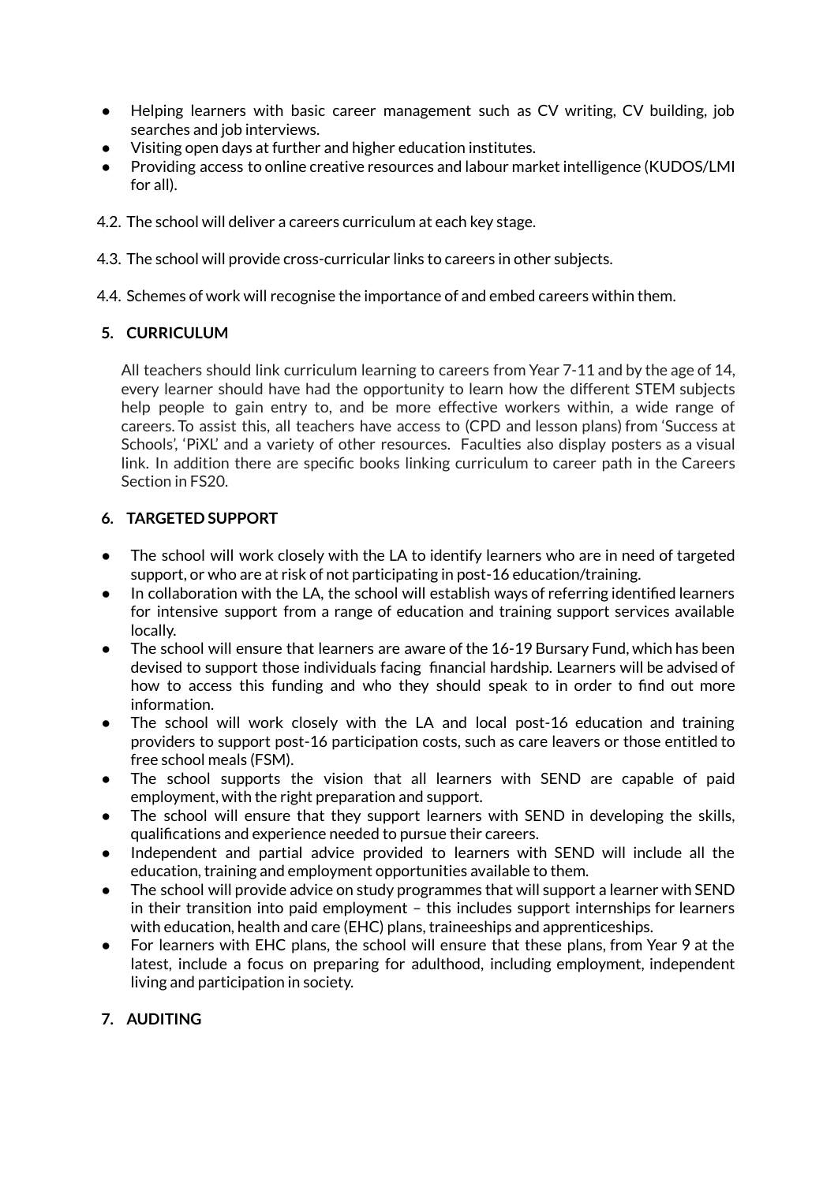- Helping learners with basic career management such as CV writing, CV building, job searches and job interviews.
- Visiting open days at further and higher education institutes.
- Providing access to online creative resources and labour market intelligence (KUDOS/LMI for all).

4.2. The school will deliver a careers curriculum at each key stage.

4.3. The school will provide cross-curricular links to careers in other subjects.

4.4. Schemes of work will recognise the importance of and embed careers within them.

## 5. CURRICULUM

All teachers should link curriculum learning to careers from Year 7-11 and by the age of 14, every learner should have had the opportunity to learn how the different STEM subjects help people to gain entry to, and be more effective workers within, a wide range of careers. To assist this, all teachers have access to (CPD and lesson plans) from 'Success at Schools', 'PiXL' and a variety of other resources. Faculties also display posters as a visual link. In addition there are specific books linking curriculum to career path in the Careers Section in FS20.

## 6. TARGETED SUPPORT

- The school will work closely with the LA to identify learners who are in need of targeted support, or who are at risk of not participating in post-16 education/training.
- In collaboration with the LA, the school will establish ways of referring identified learners for intensive support from a range of education and training support services available locally.
- The school will ensure that learners are aware of the 16-19 Bursary Fund, which has been devised to support those individuals facing financial hardship. Learners will be advised of how to access this funding and who they should speak to in order to find out more information.
- The school will work closely with the LA and local post-16 education and training providers to support post-16 participation costs, such as care leavers or those entitled to free school meals (FSM).
- The school supports the vision that all learners with SEND are capable of paid employment, with the right preparation and support.
- The school will ensure that they support learners with SEND in developing the skills, qualifications and experience needed to pursue their careers.
- Independent and partial advice provided to learners with SEND will include all the education, training and employment opportunities available to them.
- The school will provide advice on study programmes that will support a learner with SEND in their transition into paid employment – this includes support internships for learners with education, health and care (EHC) plans, traineeships and apprenticeships.
- For learners with EHC plans, the school will ensure that these plans, from Year 9 at the latest, include a focus on preparing for adulthood, including employment, independent living and participation in society.

## 7. AUDITING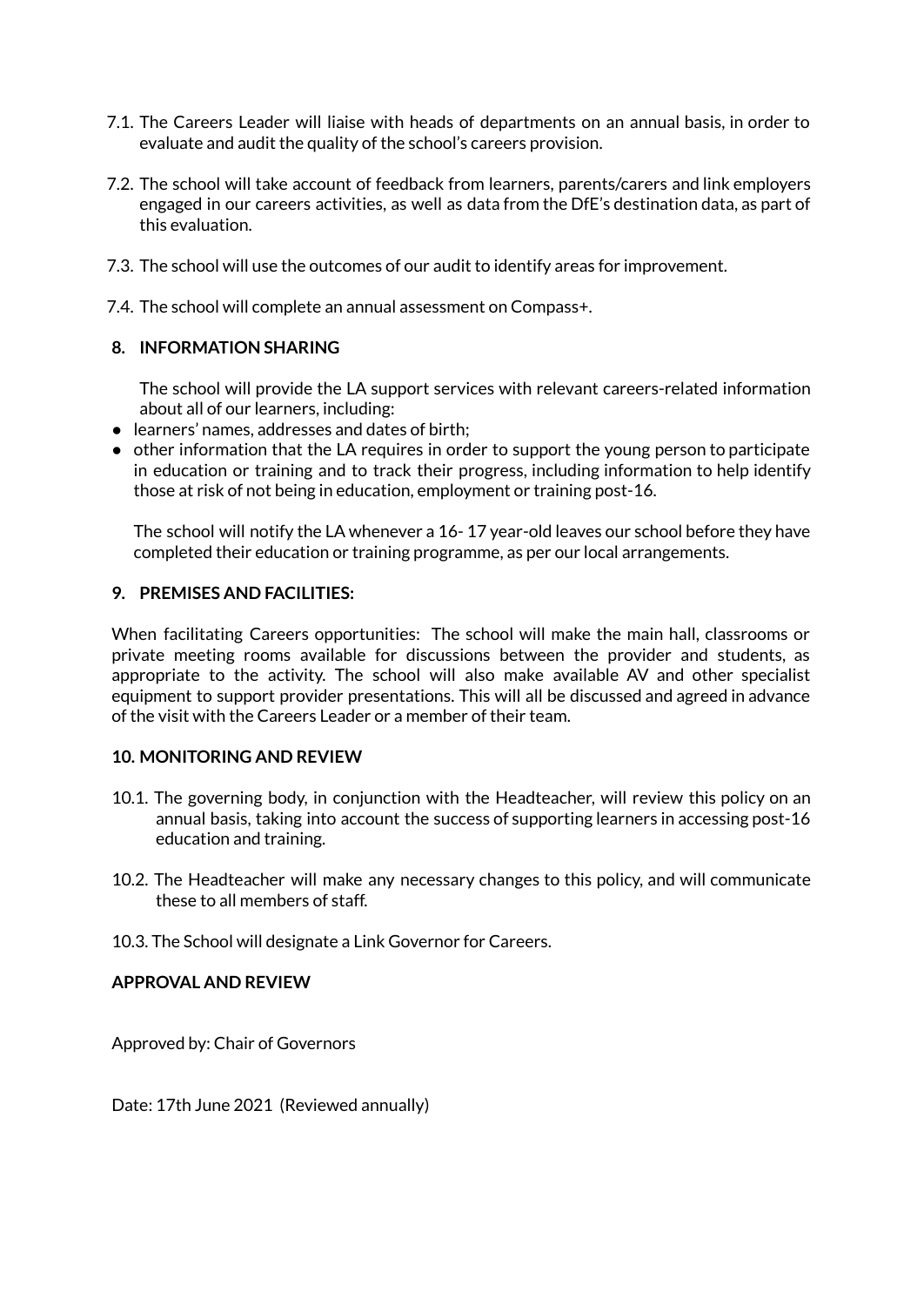7.1. The Careers Leader will liaise with heads of departments on an annual basis, in order to evaluate and audit the quality of the school's careers provision.

7.2. The school will take account of feedback from learners, parents/carers and link employers engaged in our careers activities, as well as data from the DfE's destination data, as part of this evaluation.

7.3. The school will use the outcomes of our audit to identify areas for improvement.

7.4. The school will complete an annual assessment on Compass+.

## 8. INFORMATION SHARING

The school will provide the LA support services with relevant careers-related information about all of our learners, including:

- learners' names, addresses and dates of birth;
- other information that the LA requires in order to support the young person to participate in education or training and to track their progress, including information to help identify those at risk of not being in education, employment or training post-16.

The school will notify the LA whenever a 16- 17 year-old leaves our school before they have completed their education or training programme, as per our local arrangements.

## 9. PREMISES AND FACILITIES:

When facilitating Careers opportunities: The school will make the main hall, classrooms or private meeting rooms available for discussions between the provider and students, as appropriate to the activity. The school will also make available AV and other specialist equipment to support provider presentations. This will all be discussed and agreed in advance of the visit with the Careers Leader or a member of their team.

## 10. MONITORING AND REVIEW

10.1. The governing body, in conjunction with the Headteacher, will review this policy on an annual basis, taking into account the success of supporting learners in accessing post-16 education and training.

10.2. The Headteacher will make any necessary changes to this policy, and will communicate these to all members of staff.

10.3. The School will designate a Link Governor for Careers.

## APPROVAL AND REVIEW

Approved by: Chair of Governors

Date: 17th June 2021 (Reviewed annually)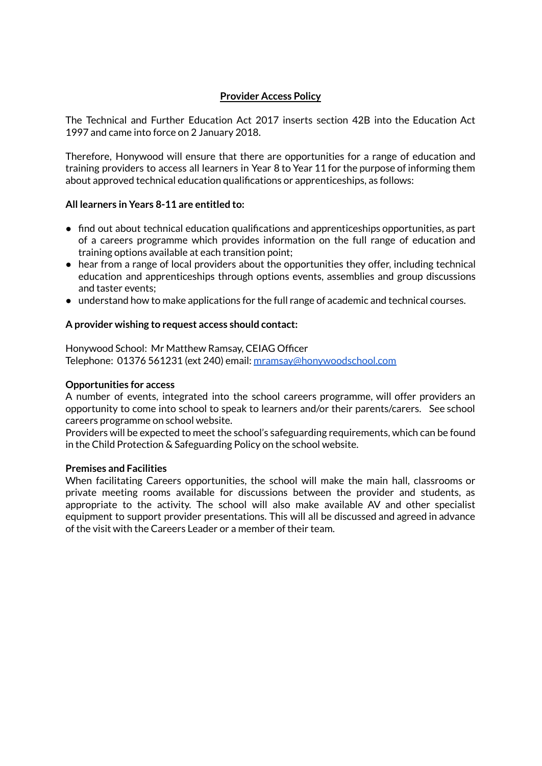## Provider Access Policy

The Technical and Further Education Act 2017 inserts section 42B into the Education Act 1997 and came into force on 2 January 2018.

Therefore, Honywood will ensure that there are opportunities for a range of education and training providers to access all learners in Year 8 to Year 11 for the purpose of informing them about approved technical education qualifications or apprenticeships, as follows:

**All learners in Years 8-11 are entitled to:**

- find out about technical education qualifications and apprenticeships opportunities, as part of a careers programme which provides information on the full range of education and training options available at each transition point;
- hear from a range of local providers about the opportunities they offer, including technical education and apprenticeships through options events, assemblies and group discussions and taster events;
- understand how to make applications for the full range of academic and technical courses.

**A provider wishing to request access should contact:**

Honywood School: Mr Matthew Ramsay, CEIAG Officer
Telephone: 01376 561231 (ext 240) email: mramsay@honywoodschool.com

**Opportunities for access**
A number of events, integrated into the school careers programme, will offer providers an opportunity to come into school to speak to learners and/or their parents/carers. See school careers programme on school website.
Providers will be expected to meet the school's safeguarding requirements, which can be found in the Child Protection & Safeguarding Policy on the school website.

**Premises and Facilities**
When facilitating Careers opportunities, the school will make the main hall, classrooms or private meeting rooms available for discussions between the provider and students, as appropriate to the activity. The school will also make available AV and other specialist equipment to support provider presentations. This will all be discussed and agreed in advance of the visit with the Careers Leader or a member of their team.